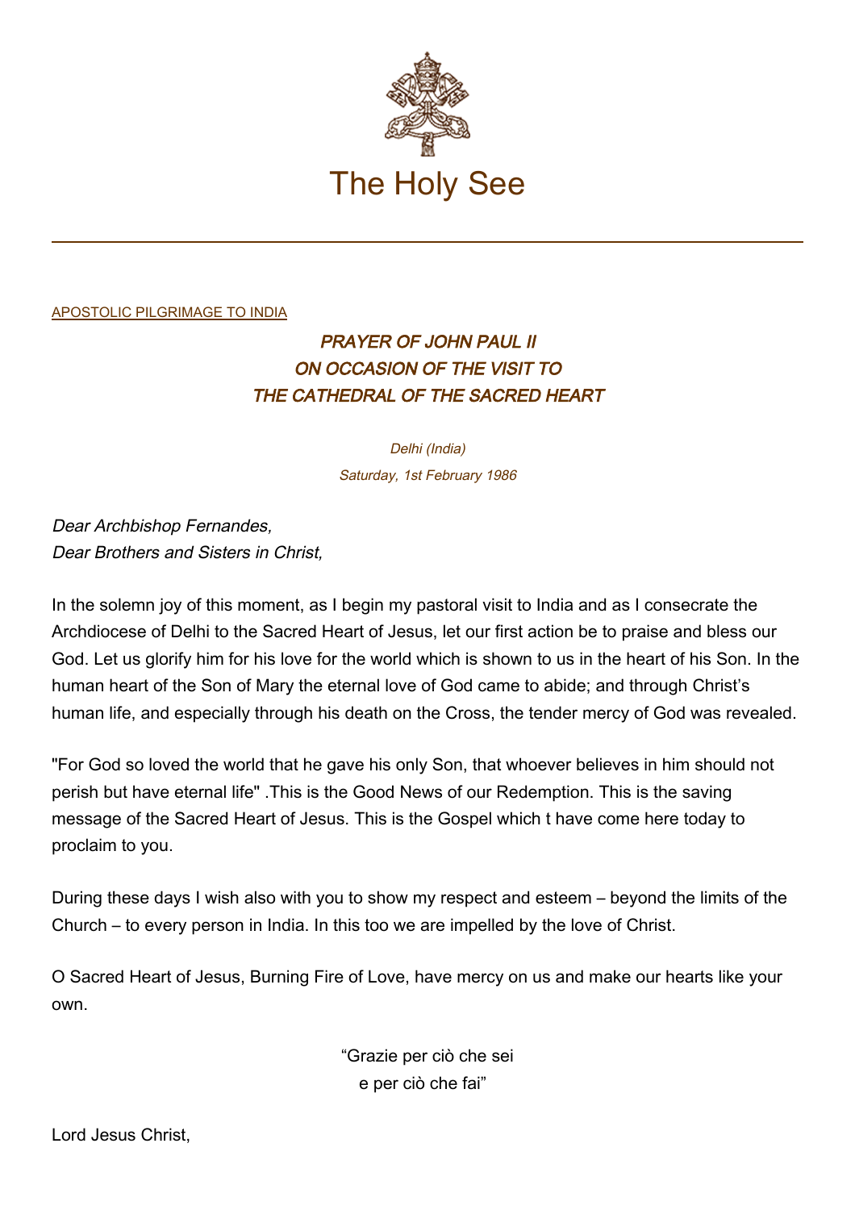The Holy See

[APOSTOLIC PILGRIMAGE TO INDIA]

## *PRAYER OF JOHN PAUL II ON OCCASION OF THE VISIT TO THE CATHEDRAL OF THE SACRED HEART*

*Delhi (India)*
*Saturday, 1st February 1986*

*Dear Archbishop Fernandes,*
*Dear Brothers and Sisters in Christ,*

In the solemn joy of this moment, as I begin my pastoral visit to India and as I consecrate the Archdiocese of Delhi to the Sacred Heart of Jesus, let our first action be to praise and bless our God. Let us glorify him for his love for the world which is shown to us in the heart of his Son. In the human heart of the Son of Mary the eternal love of God came to abide; and through Christ's human life, and especially through his death on the Cross, the tender mercy of God was revealed.

"For God so loved the world that he gave his only Son, that whoever believes in him should not perish but have eternal life" .This is the Good News of our Redemption. This is the saving message of the Sacred Heart of Jesus. This is the Gospel which t have come here today to proclaim to you.

During these days I wish also with you to show my respect and esteem – beyond the limits of the Church – to every person in India. In this too we are impelled by the love of Christ.

O Sacred Heart of Jesus, Burning Fire of Love, have mercy on us and make our hearts like your own.

"Grazie per ciò che sei
e per ciò che fai"

Lord Jesus Christ,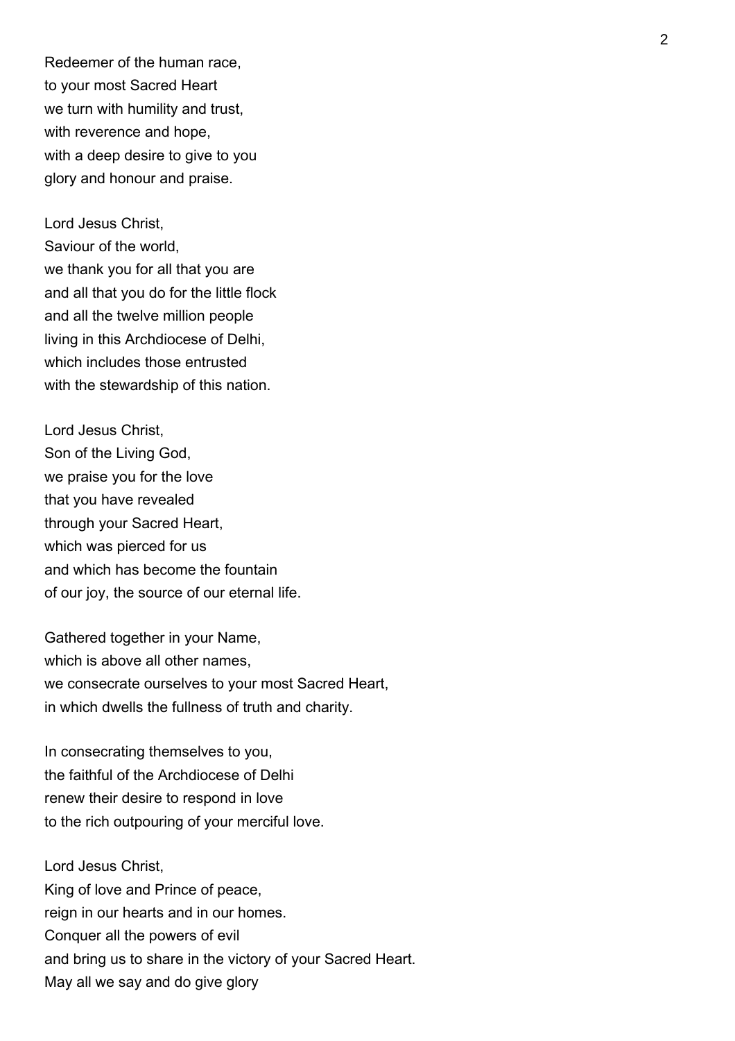Redeemer of the human race,
to your most Sacred Heart
we turn with humility and trust,
with reverence and hope,
with a deep desire to give to you
glory and honour and praise.

Lord Jesus Christ,
Saviour of the world,
we thank you for all that you are
and all that you do for the little flock
and all the twelve million people
living in this Archdiocese of Delhi,
which includes those entrusted
with the stewardship of this nation.

Lord Jesus Christ,
Son of the Living God,
we praise you for the love
that you have revealed
through your Sacred Heart,
which was pierced for us
and which has become the fountain
of our joy, the source of our eternal life.

Gathered together in your Name,
which is above all other names,
we consecrate ourselves to your most Sacred Heart,
in which dwells the fullness of truth and charity.

In consecrating themselves to you,
the faithful of the Archdiocese of Delhi
renew their desire to respond in love
to the rich outpouring of your merciful love.

Lord Jesus Christ,
King of love and Prince of peace,
reign in our hearts and in our homes.
Conquer all the powers of evil
and bring us to share in the victory of your Sacred Heart.
May all we say and do give glory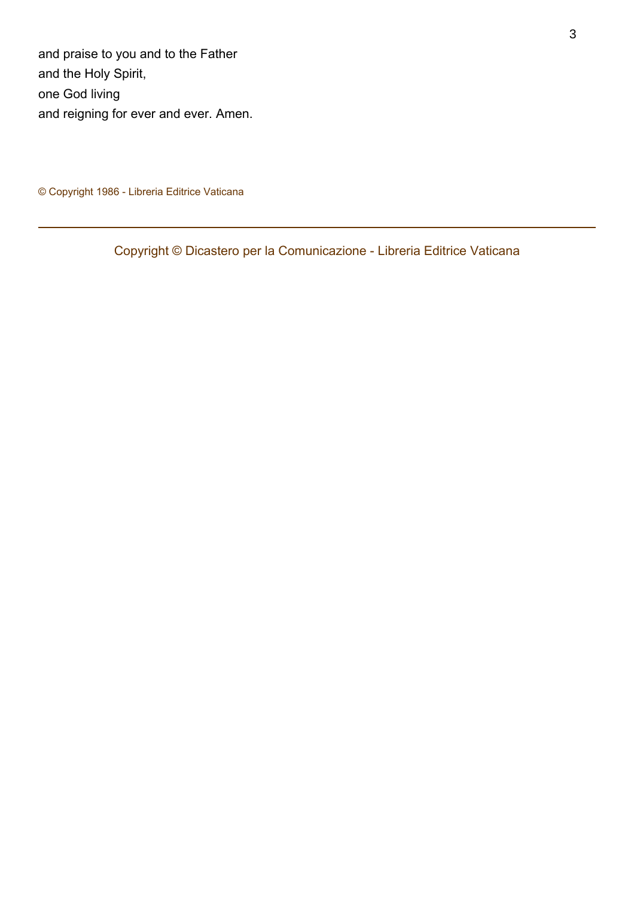and praise to you and to the Father
and the Holy Spirit,
one God living
and reigning for ever and ever. Amen.

© Copyright 1986 - Libreria Editrice Vaticana

---

Copyright © Dicastero per la Comunicazione - Libreria Editrice Vaticana